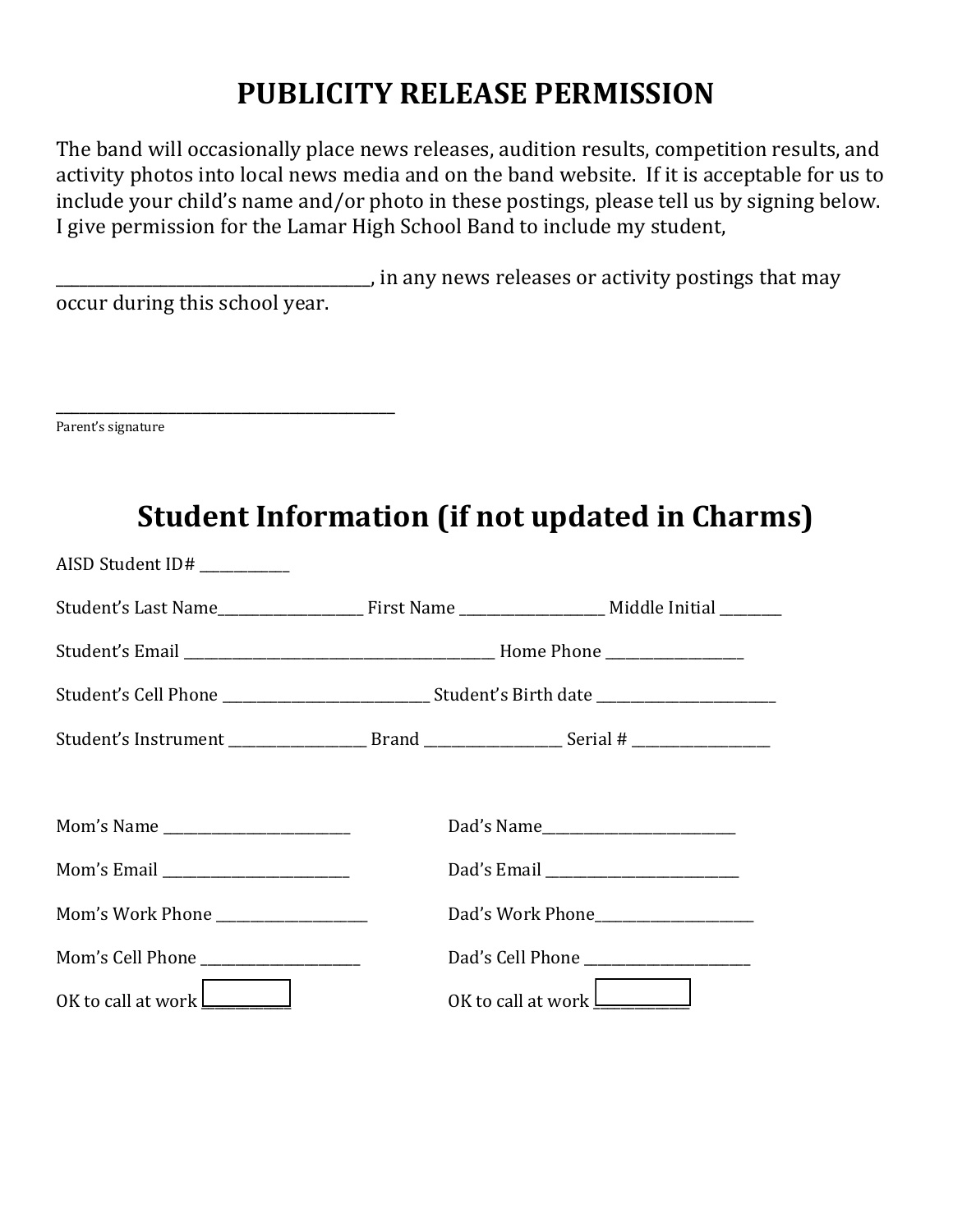# PUBLICITY RELEASE PERMISSION

The band will occasionally place news releases, audition results, competition results, and activity photos into local news media and on the band website. If it is acceptable for us to include your child's name and/or photo in these postings, please tell us by signing below. I give permission for the Lamar High School Band to include my student,

________________________________________, in any news releases or activity postings that may occur during this school year.

_______________________________________________
Parent's signature

# Student Information (if not updated in Charms)

AISD Student ID# ____________

Student's Last Name____________________ First Name ____________________ Middle Initial ________

Student's Email ____________________________________________ Home Phone ___________________

Student's Cell Phone _____________________________ Student's Birth date _________________________

Student's Instrument ___________________ Brand ___________________ Serial # ___________________

Mom's Name __________________________

Mom's Email __________________________

Mom's Work Phone _____________________

Mom's Cell Phone ______________________

OK to call at work ____________

Dad's Name___________________________

Dad's Email ___________________________

Dad's Work Phone______________________

Dad's Cell Phone _______________________

OK to call at work ____________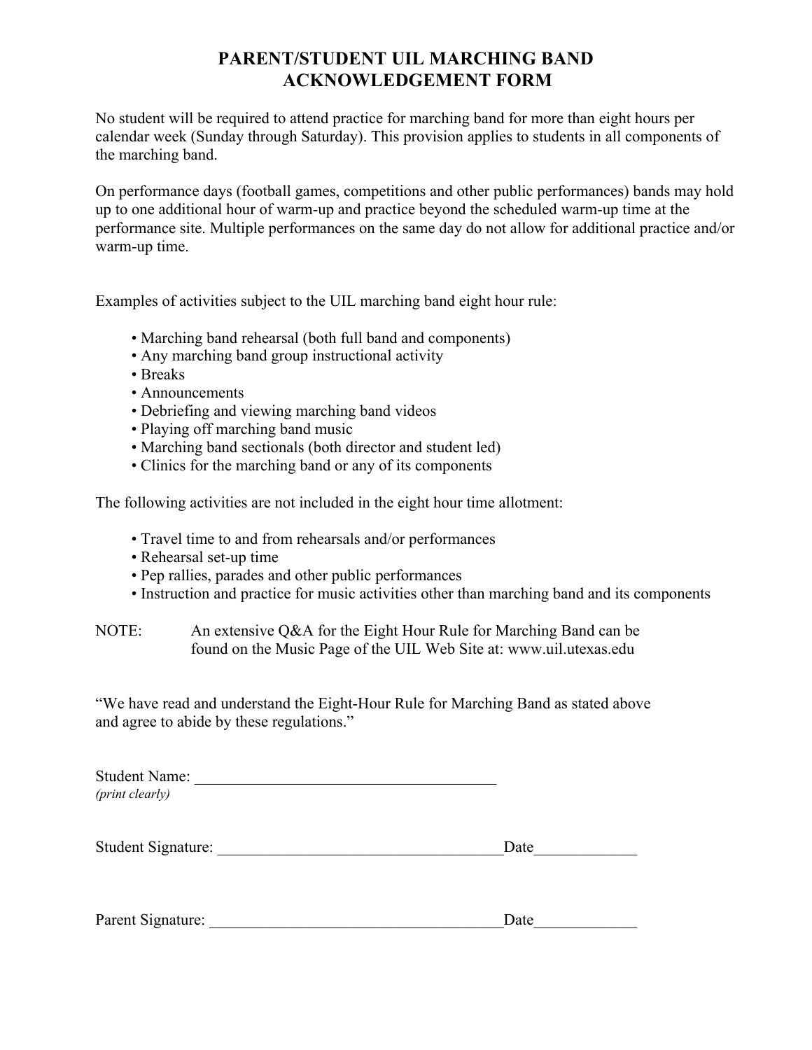# PARENT/STUDENT UIL MARCHING BAND ACKNOWLEDGEMENT FORM

No student will be required to attend practice for marching band for more than eight hours per calendar week (Sunday through Saturday). This provision applies to students in all components of the marching band.

On performance days (football games, competitions and other public performances) bands may hold up to one additional hour of warm-up and practice beyond the scheduled warm-up time at the performance site. Multiple performances on the same day do not allow for additional practice and/or warm-up time.

Examples of activities subject to the UIL marching band eight hour rule:

- Marching band rehearsal (both full band and components)
- Any marching band group instructional activity
- Breaks
- Announcements
- Debriefing and viewing marching band videos
- Playing off marching band music
- Marching band sectionals (both director and student led)
- Clinics for the marching band or any of its components

The following activities are not included in the eight hour time allotment:

- Travel time to and from rehearsals and/or performances
- Rehearsal set-up time
- Pep rallies, parades and other public performances
- Instruction and practice for music activities other than marching band and its components

NOTE: An extensive Q&A for the Eight Hour Rule for Marching Band can be found on the Music Page of the UIL Web Site at: www.uil.utexas.edu

"We have read and understand the Eight-Hour Rule for Marching Band as stated above and agree to abide by these regulations."

Student Name: ______________________________________
*(print clearly)*

Student Signature: ____________________________________Date____________

Parent Signature: _____________________________________Date____________